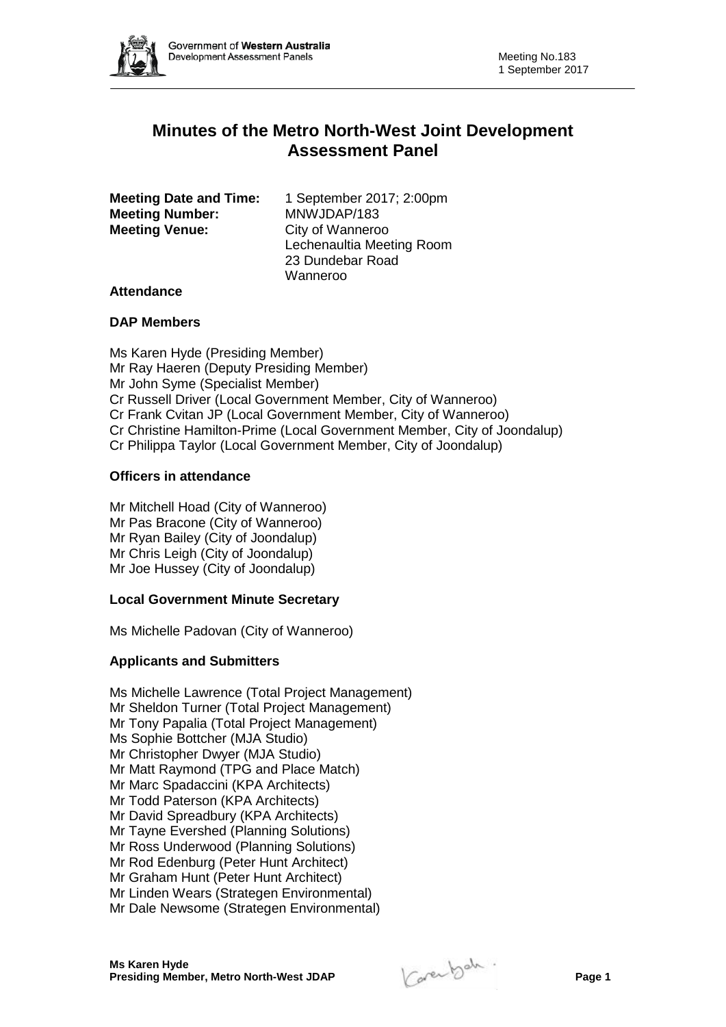# Minutes of the Metro North-West Joint Development Assessment Panel

**Meeting Date and Time:** 1 September 2017; 2:00pm
**Meeting Number:** MNWJDAP/183
**Meeting Venue:** City of Wanneroo
Lechenaultia Meeting Room
23 Dundebar Road
Wanneroo

## Attendance

### DAP Members

Ms Karen Hyde (Presiding Member)
Mr Ray Haeren (Deputy Presiding Member)
Mr John Syme (Specialist Member)
Cr Russell Driver (Local Government Member, City of Wanneroo)
Cr Frank Cvitan JP (Local Government Member, City of Wanneroo)
Cr Christine Hamilton-Prime (Local Government Member, City of Joondalup)
Cr Philippa Taylor (Local Government Member, City of Joondalup)

### Officers in attendance

Mr Mitchell Hoad (City of Wanneroo)
Mr Pas Bracone (City of Wanneroo)
Mr Ryan Bailey (City of Joondalup)
Mr Chris Leigh (City of Joondalup)
Mr Joe Hussey (City of Joondalup)

### Local Government Minute Secretary

Ms Michelle Padovan (City of Wanneroo)

### Applicants and Submitters

Ms Michelle Lawrence (Total Project Management)
Mr Sheldon Turner (Total Project Management)
Mr Tony Papalia (Total Project Management)
Ms Sophie Bottcher (MJA Studio)
Mr Christopher Dwyer (MJA Studio)
Mr Matt Raymond (TPG and Place Match)
Mr Marc Spadaccini (KPA Architects)
Mr Todd Paterson (KPA Architects)
Mr David Spreadbury (KPA Architects)
Mr Tayne Evershed (Planning Solutions)
Mr Ross Underwood (Planning Solutions)
Mr Rod Edenburg (Peter Hunt Architect)
Mr Graham Hunt (Peter Hunt Architect)
Mr Linden Wears (Strategen Environmental)
Mr Dale Newsome (Strategen Environmental)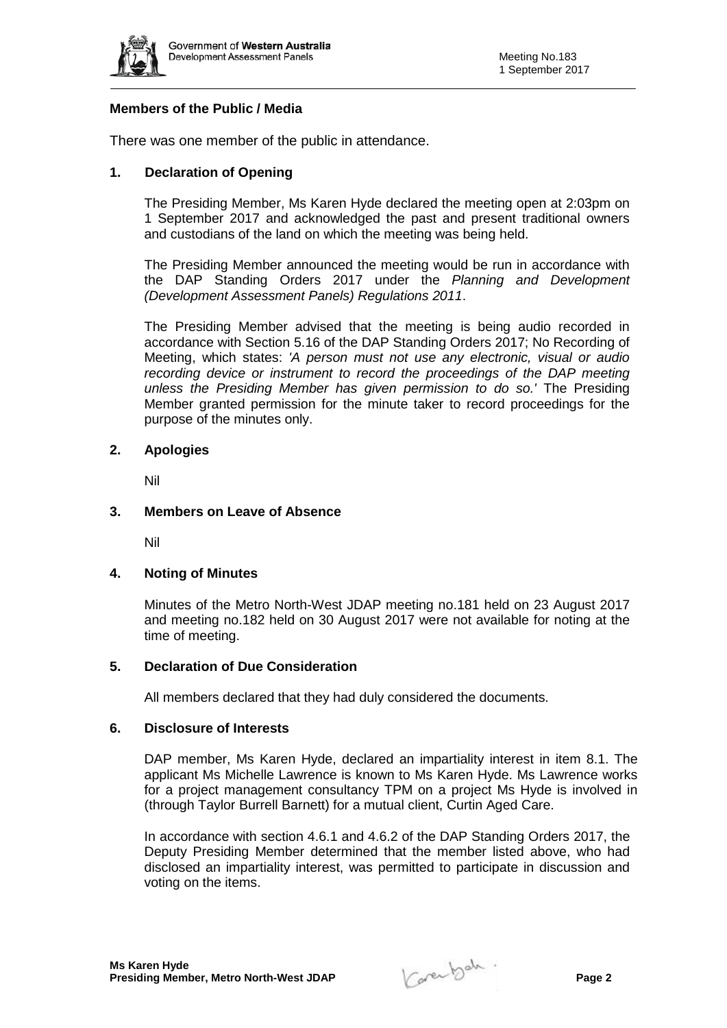**Members of the Public / Media**

There was one member of the public in attendance.

**1. Declaration of Opening**

The Presiding Member, Ms Karen Hyde declared the meeting open at 2:03pm on 1 September 2017 and acknowledged the past and present traditional owners and custodians of the land on which the meeting was being held.

The Presiding Member announced the meeting would be run in accordance with the DAP Standing Orders 2017 under the *Planning and Development (Development Assessment Panels) Regulations 2011*.

The Presiding Member advised that the meeting is being audio recorded in accordance with Section 5.16 of the DAP Standing Orders 2017; No Recording of Meeting, which states: *'A person must not use any electronic, visual or audio recording device or instrument to record the proceedings of the DAP meeting unless the Presiding Member has given permission to do so.'* The Presiding Member granted permission for the minute taker to record proceedings for the purpose of the minutes only.

**2. Apologies**

Nil

**3. Members on Leave of Absence**

Nil

**4. Noting of Minutes**

Minutes of the Metro North-West JDAP meeting no.181 held on 23 August 2017 and meeting no.182 held on 30 August 2017 were not available for noting at the time of meeting.

**5. Declaration of Due Consideration**

All members declared that they had duly considered the documents.

**6. Disclosure of Interests**

DAP member, Ms Karen Hyde, declared an impartiality interest in item 8.1. The applicant Ms Michelle Lawrence is known to Ms Karen Hyde. Ms Lawrence works for a project management consultancy TPM on a project Ms Hyde is involved in (through Taylor Burrell Barnett) for a mutual client, Curtin Aged Care.

In accordance with section 4.6.1 and 4.6.2 of the DAP Standing Orders 2017, the Deputy Presiding Member determined that the member listed above, who had disclosed an impartiality interest, was permitted to participate in discussion and voting on the items.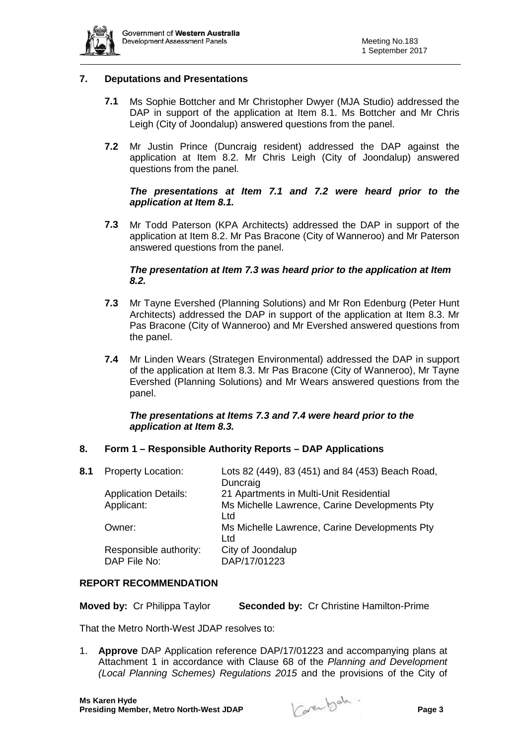## 7. Deputations and Presentations

**7.1** Ms Sophie Bottcher and Mr Christopher Dwyer (MJA Studio) addressed the DAP in support of the application at Item 8.1. Ms Bottcher and Mr Chris Leigh (City of Joondalup) answered questions from the panel.

**7.2** Mr Justin Prince (Duncraig resident) addressed the DAP against the application at Item 8.2. Mr Chris Leigh (City of Joondalup) answered questions from the panel.

***The presentations at Item 7.1 and 7.2 were heard prior to the application at Item 8.1.***

**7.3** Mr Todd Paterson (KPA Architects) addressed the DAP in support of the application at Item 8.2. Mr Pas Bracone (City of Wanneroo) and Mr Paterson answered questions from the panel.

***The presentation at Item 7.3 was heard prior to the application at Item 8.2.***

**7.3** Mr Tayne Evershed (Planning Solutions) and Mr Ron Edenburg (Peter Hunt Architects) addressed the DAP in support of the application at Item 8.3. Mr Pas Bracone (City of Wanneroo) and Mr Evershed answered questions from the panel.

**7.4** Mr Linden Wears (Strategen Environmental) addressed the DAP in support of the application at Item 8.3. Mr Pas Bracone (City of Wanneroo), Mr Tayne Evershed (Planning Solutions) and Mr Wears answered questions from the panel.

***The presentations at Items 7.3 and 7.4 were heard prior to the application at Item 8.3.***

## 8. Form 1 – Responsible Authority Reports – DAP Applications

**8.1**

| | |
|---|---|
| Property Location: | Lots 82 (449), 83 (451) and 84 (453) Beach Road, Duncraig |
| Application Details: | 21 Apartments in Multi-Unit Residential |
| Applicant: | Ms Michelle Lawrence, Carine Developments Pty Ltd |
| Owner: | Ms Michelle Lawrence, Carine Developments Pty Ltd |
| Responsible authority: | City of Joondalup |
| DAP File No: | DAP/17/01223 |

### REPORT RECOMMENDATION

**Moved by:** Cr Philippa Taylor **Seconded by:** Cr Christine Hamilton-Prime

That the Metro North-West JDAP resolves to:

1. **Approve** DAP Application reference DAP/17/01223 and accompanying plans at Attachment 1 in accordance with Clause 68 of the *Planning and Development (Local Planning Schemes) Regulations 2015* and the provisions of the City of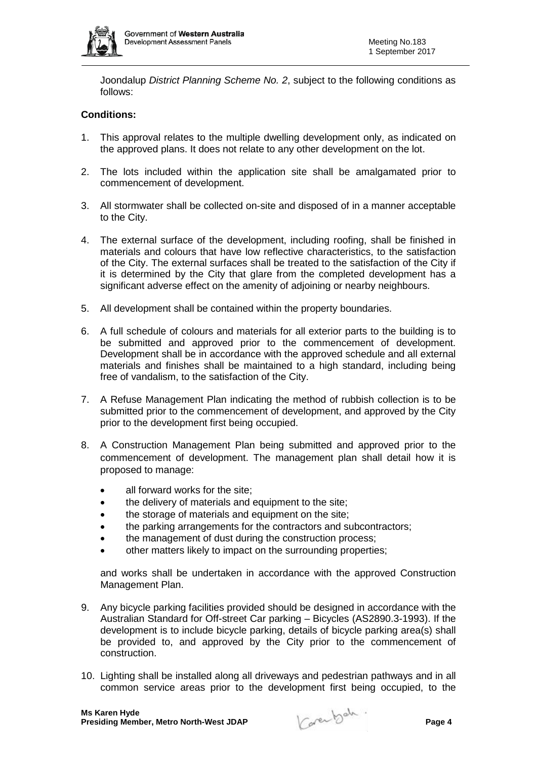Joondalup *District Planning Scheme No. 2*, subject to the following conditions as follows:

**Conditions:**

1. This approval relates to the multiple dwelling development only, as indicated on the approved plans. It does not relate to any other development on the lot.

2. The lots included within the application site shall be amalgamated prior to commencement of development.

3. All stormwater shall be collected on-site and disposed of in a manner acceptable to the City.

4. The external surface of the development, including roofing, shall be finished in materials and colours that have low reflective characteristics, to the satisfaction of the City. The external surfaces shall be treated to the satisfaction of the City if it is determined by the City that glare from the completed development has a significant adverse effect on the amenity of adjoining or nearby neighbours.

5. All development shall be contained within the property boundaries.

6. A full schedule of colours and materials for all exterior parts to the building is to be submitted and approved prior to the commencement of development. Development shall be in accordance with the approved schedule and all external materials and finishes shall be maintained to a high standard, including being free of vandalism, to the satisfaction of the City.

7. A Refuse Management Plan indicating the method of rubbish collection is to be submitted prior to the commencement of development, and approved by the City prior to the development first being occupied.

8. A Construction Management Plan being submitted and approved prior to the commencement of development. The management plan shall detail how it is proposed to manage:

   - all forward works for the site;
   - the delivery of materials and equipment to the site;
   - the storage of materials and equipment on the site;
   - the parking arrangements for the contractors and subcontractors;
   - the management of dust during the construction process;
   - other matters likely to impact on the surrounding properties;

   and works shall be undertaken in accordance with the approved Construction Management Plan.

9. Any bicycle parking facilities provided should be designed in accordance with the Australian Standard for Off-street Car parking – Bicycles (AS2890.3-1993). If the development is to include bicycle parking, details of bicycle parking area(s) shall be provided to, and approved by the City prior to the commencement of construction.

10. Lighting shall be installed along all driveways and pedestrian pathways and in all common service areas prior to the development first being occupied, to the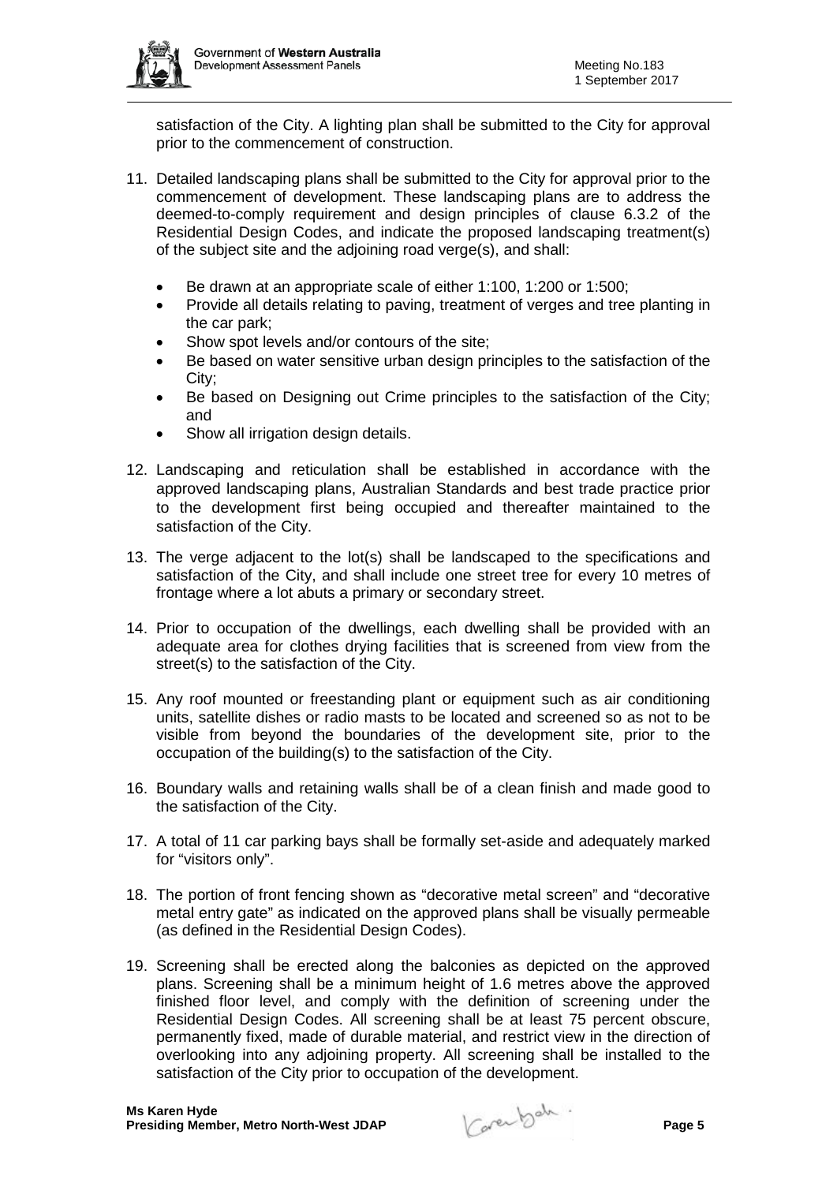satisfaction of the City. A lighting plan shall be submitted to the City for approval prior to the commencement of construction.

11. Detailed landscaping plans shall be submitted to the City for approval prior to the commencement of development. These landscaping plans are to address the deemed-to-comply requirement and design principles of clause 6.3.2 of the Residential Design Codes, and indicate the proposed landscaping treatment(s) of the subject site and the adjoining road verge(s), and shall:

    - Be drawn at an appropriate scale of either 1:100, 1:200 or 1:500;
    - Provide all details relating to paving, treatment of verges and tree planting in the car park;
    - Show spot levels and/or contours of the site;
    - Be based on water sensitive urban design principles to the satisfaction of the City;
    - Be based on Designing out Crime principles to the satisfaction of the City; and
    - Show all irrigation design details.

12. Landscaping and reticulation shall be established in accordance with the approved landscaping plans, Australian Standards and best trade practice prior to the development first being occupied and thereafter maintained to the satisfaction of the City.

13. The verge adjacent to the lot(s) shall be landscaped to the specifications and satisfaction of the City, and shall include one street tree for every 10 metres of frontage where a lot abuts a primary or secondary street.

14. Prior to occupation of the dwellings, each dwelling shall be provided with an adequate area for clothes drying facilities that is screened from view from the street(s) to the satisfaction of the City.

15. Any roof mounted or freestanding plant or equipment such as air conditioning units, satellite dishes or radio masts to be located and screened so as not to be visible from beyond the boundaries of the development site, prior to the occupation of the building(s) to the satisfaction of the City.

16. Boundary walls and retaining walls shall be of a clean finish and made good to the satisfaction of the City.

17. A total of 11 car parking bays shall be formally set-aside and adequately marked for "visitors only".

18. The portion of front fencing shown as "decorative metal screen" and "decorative metal entry gate" as indicated on the approved plans shall be visually permeable (as defined in the Residential Design Codes).

19. Screening shall be erected along the balconies as depicted on the approved plans. Screening shall be a minimum height of 1.6 metres above the approved finished floor level, and comply with the definition of screening under the Residential Design Codes. All screening shall be at least 75 percent obscure, permanently fixed, made of durable material, and restrict view in the direction of overlooking into any adjoining property. All screening shall be installed to the satisfaction of the City prior to occupation of the development.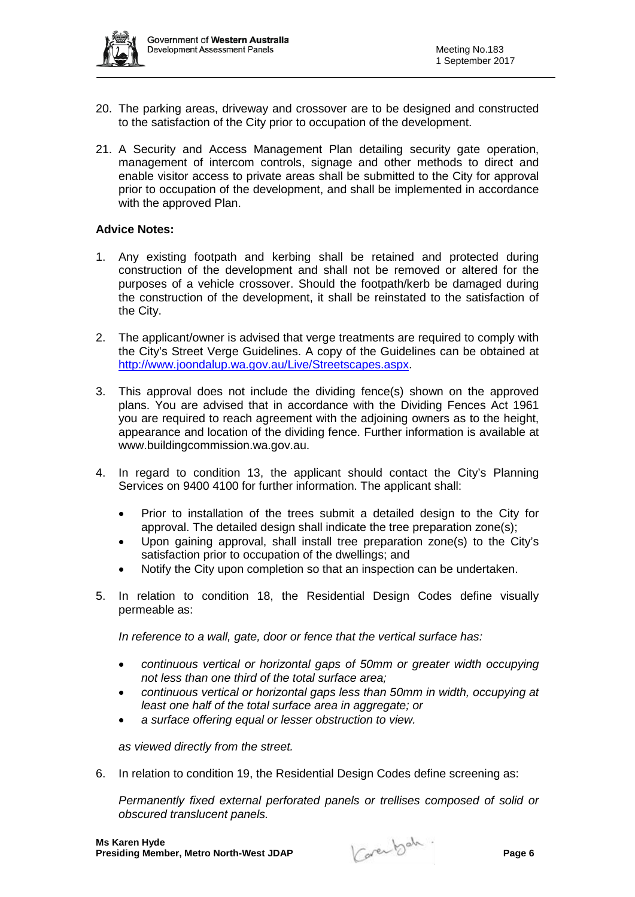20. The parking areas, driveway and crossover are to be designed and constructed to the satisfaction of the City prior to occupation of the development.

21. A Security and Access Management Plan detailing security gate operation, management of intercom controls, signage and other methods to direct and enable visitor access to private areas shall be submitted to the City for approval prior to occupation of the development, and shall be implemented in accordance with the approved Plan.

**Advice Notes:**

1. Any existing footpath and kerbing shall be retained and protected during construction of the development and shall not be removed or altered for the purposes of a vehicle crossover. Should the footpath/kerb be damaged during the construction of the development, it shall be reinstated to the satisfaction of the City.

2. The applicant/owner is advised that verge treatments are required to comply with the City's Street Verge Guidelines. A copy of the Guidelines can be obtained at http://www.joondalup.wa.gov.au/Live/Streetscapes.aspx.

3. This approval does not include the dividing fence(s) shown on the approved plans. You are advised that in accordance with the Dividing Fences Act 1961 you are required to reach agreement with the adjoining owners as to the height, appearance and location of the dividing fence. Further information is available at www.buildingcommission.wa.gov.au.

4. In regard to condition 13, the applicant should contact the City's Planning Services on 9400 4100 for further information. The applicant shall:

   - Prior to installation of the trees submit a detailed design to the City for approval. The detailed design shall indicate the tree preparation zone(s);
   - Upon gaining approval, shall install tree preparation zone(s) to the City's satisfaction prior to occupation of the dwellings; and
   - Notify the City upon completion so that an inspection can be undertaken.

5. In relation to condition 18, the Residential Design Codes define visually permeable as:

   *In reference to a wall, gate, door or fence that the vertical surface has:*

   - *continuous vertical or horizontal gaps of 50mm or greater width occupying not less than one third of the total surface area;*
   - *continuous vertical or horizontal gaps less than 50mm in width, occupying at least one half of the total surface area in aggregate; or*
   - *a surface offering equal or lesser obstruction to view.*

   *as viewed directly from the street.*

6. In relation to condition 19, the Residential Design Codes define screening as:

   *Permanently fixed external perforated panels or trellises composed of solid or obscured translucent panels.*

**Ms Karen Hyde**
**Presiding Member, Metro North-West JDAP**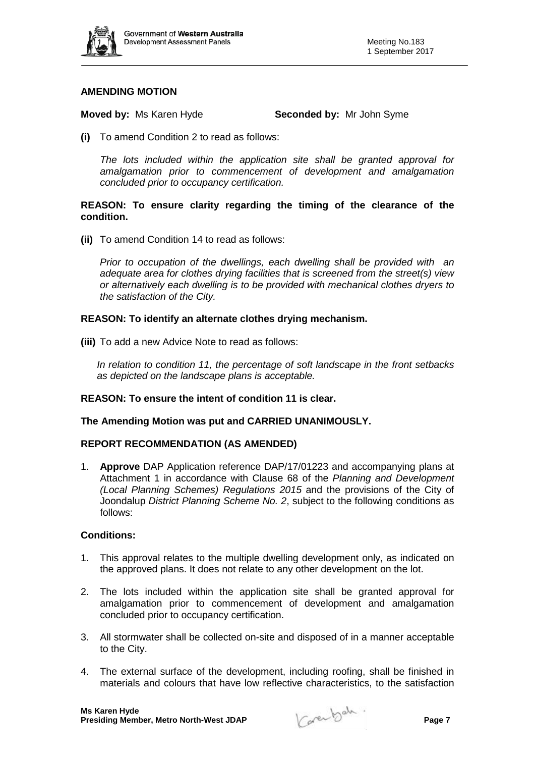**AMENDING MOTION**

**Moved by:** Ms Karen Hyde **Seconded by:** Mr John Syme

**(i)** To amend Condition 2 to read as follows:

*The lots included within the application site shall be granted approval for amalgamation prior to commencement of development and amalgamation concluded prior to occupancy certification.*

**REASON: To ensure clarity regarding the timing of the clearance of the condition.**

**(ii)** To amend Condition 14 to read as follows:

*Prior to occupation of the dwellings, each dwelling shall be provided with an adequate area for clothes drying facilities that is screened from the street(s) view or alternatively each dwelling is to be provided with mechanical clothes dryers to the satisfaction of the City.*

**REASON: To identify an alternate clothes drying mechanism.**

**(iii)** To add a new Advice Note to read as follows:

*In relation to condition 11, the percentage of soft landscape in the front setbacks as depicted on the landscape plans is acceptable.*

**REASON: To ensure the intent of condition 11 is clear.**

**The Amending Motion was put and CARRIED UNANIMOUSLY.**

**REPORT RECOMMENDATION (AS AMENDED)**

1. **Approve** DAP Application reference DAP/17/01223 and accompanying plans at Attachment 1 in accordance with Clause 68 of the *Planning and Development (Local Planning Schemes) Regulations 2015* and the provisions of the City of Joondalup *District Planning Scheme No. 2*, subject to the following conditions as follows:

**Conditions:**

1. This approval relates to the multiple dwelling development only, as indicated on the approved plans. It does not relate to any other development on the lot.
2. The lots included within the application site shall be granted approval for amalgamation prior to commencement of development and amalgamation concluded prior to occupancy certification.
3. All stormwater shall be collected on-site and disposed of in a manner acceptable to the City.
4. The external surface of the development, including roofing, shall be finished in materials and colours that have low reflective characteristics, to the satisfaction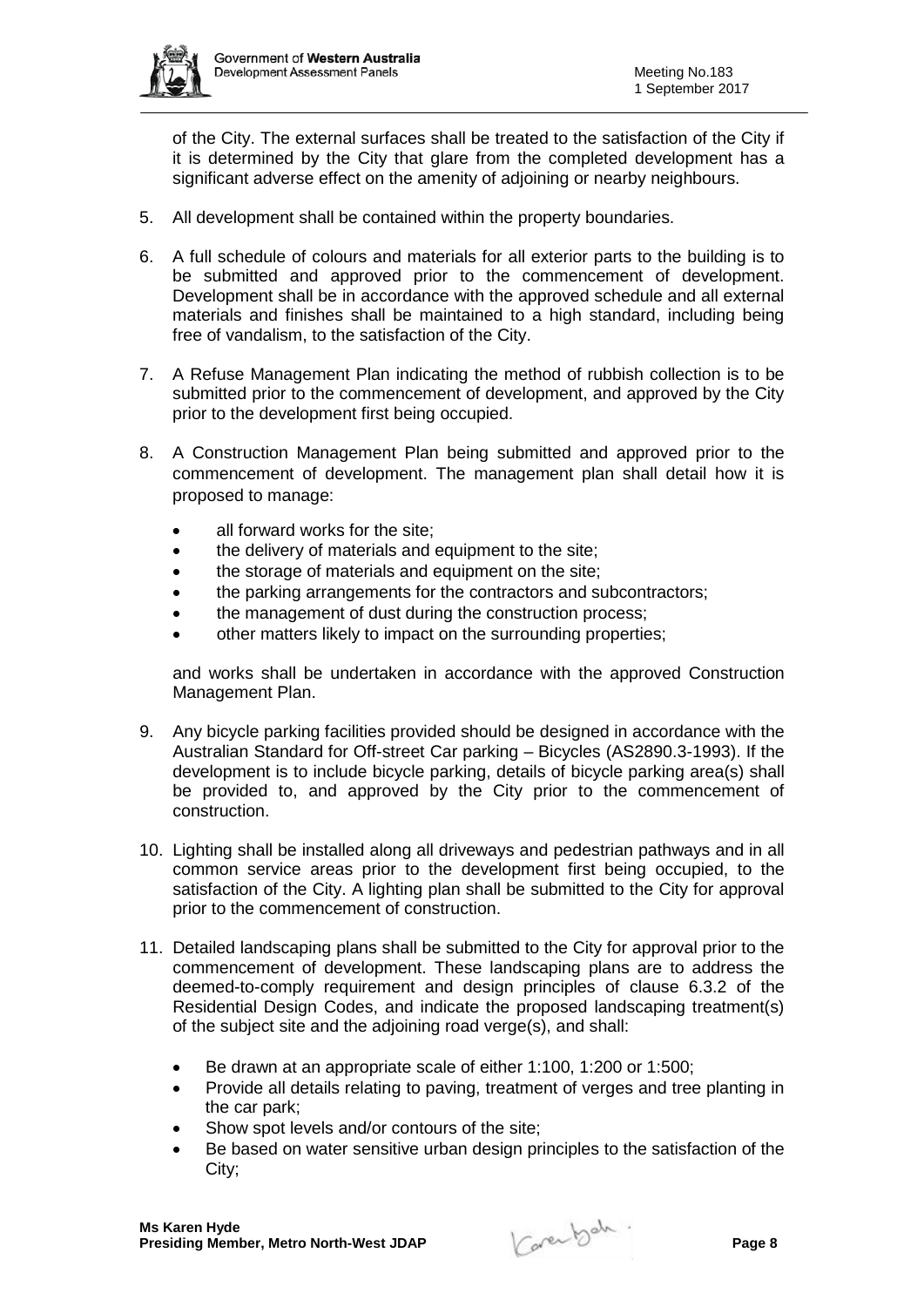of the City. The external surfaces shall be treated to the satisfaction of the City if it is determined by the City that glare from the completed development has a significant adverse effect on the amenity of adjoining or nearby neighbours.

5. All development shall be contained within the property boundaries.

6. A full schedule of colours and materials for all exterior parts to the building is to be submitted and approved prior to the commencement of development. Development shall be in accordance with the approved schedule and all external materials and finishes shall be maintained to a high standard, including being free of vandalism, to the satisfaction of the City.

7. A Refuse Management Plan indicating the method of rubbish collection is to be submitted prior to the commencement of development, and approved by the City prior to the development first being occupied.

8. A Construction Management Plan being submitted and approved prior to the commencement of development. The management plan shall detail how it is proposed to manage:

   - all forward works for the site;
   - the delivery of materials and equipment to the site;
   - the storage of materials and equipment on the site;
   - the parking arrangements for the contractors and subcontractors;
   - the management of dust during the construction process;
   - other matters likely to impact on the surrounding properties;

   and works shall be undertaken in accordance with the approved Construction Management Plan.

9. Any bicycle parking facilities provided should be designed in accordance with the Australian Standard for Off-street Car parking – Bicycles (AS2890.3-1993). If the development is to include bicycle parking, details of bicycle parking area(s) shall be provided to, and approved by the City prior to the commencement of construction.

10. Lighting shall be installed along all driveways and pedestrian pathways and in all common service areas prior to the development first being occupied, to the satisfaction of the City. A lighting plan shall be submitted to the City for approval prior to the commencement of construction.

11. Detailed landscaping plans shall be submitted to the City for approval prior to the commencement of development. These landscaping plans are to address the deemed-to-comply requirement and design principles of clause 6.3.2 of the Residential Design Codes, and indicate the proposed landscaping treatment(s) of the subject site and the adjoining road verge(s), and shall:

    - Be drawn at an appropriate scale of either 1:100, 1:200 or 1:500;
    - Provide all details relating to paving, treatment of verges and tree planting in the car park;
    - Show spot levels and/or contours of the site;
    - Be based on water sensitive urban design principles to the satisfaction of the City;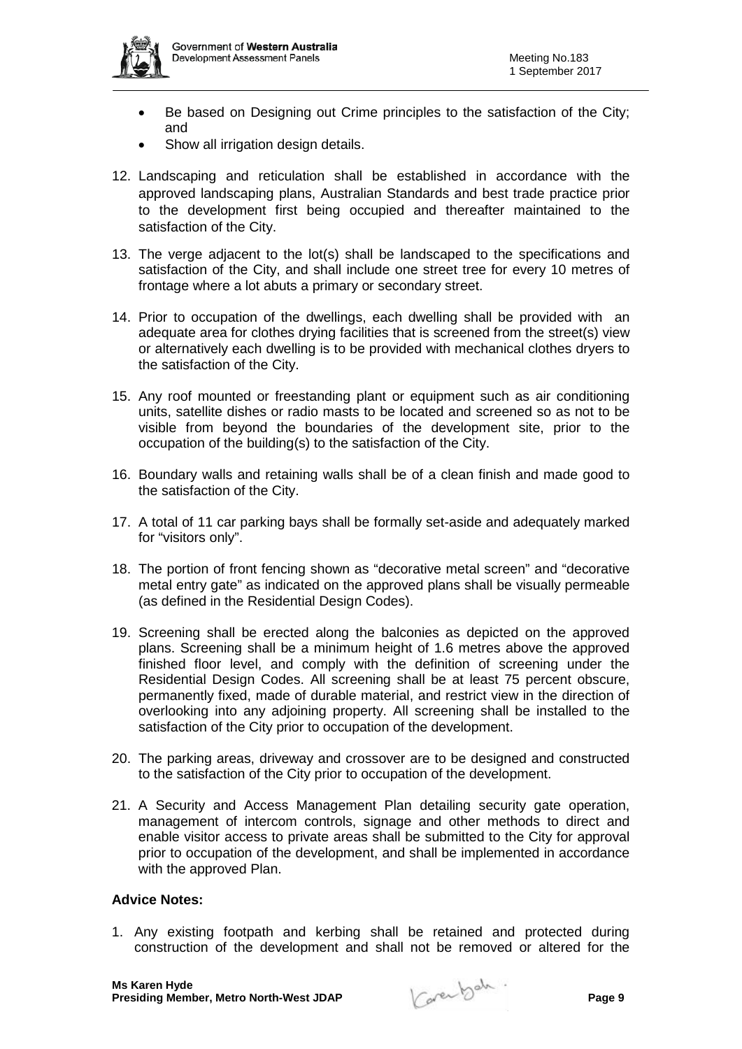- Be based on Designing out Crime principles to the satisfaction of the City; and
- Show all irrigation design details.

12. Landscaping and reticulation shall be established in accordance with the approved landscaping plans, Australian Standards and best trade practice prior to the development first being occupied and thereafter maintained to the satisfaction of the City.

13. The verge adjacent to the lot(s) shall be landscaped to the specifications and satisfaction of the City, and shall include one street tree for every 10 metres of frontage where a lot abuts a primary or secondary street.

14. Prior to occupation of the dwellings, each dwelling shall be provided with an adequate area for clothes drying facilities that is screened from the street(s) view or alternatively each dwelling is to be provided with mechanical clothes dryers to the satisfaction of the City.

15. Any roof mounted or freestanding plant or equipment such as air conditioning units, satellite dishes or radio masts to be located and screened so as not to be visible from beyond the boundaries of the development site, prior to the occupation of the building(s) to the satisfaction of the City.

16. Boundary walls and retaining walls shall be of a clean finish and made good to the satisfaction of the City.

17. A total of 11 car parking bays shall be formally set-aside and adequately marked for "visitors only".

18. The portion of front fencing shown as "decorative metal screen" and "decorative metal entry gate" as indicated on the approved plans shall be visually permeable (as defined in the Residential Design Codes).

19. Screening shall be erected along the balconies as depicted on the approved plans. Screening shall be a minimum height of 1.6 metres above the approved finished floor level, and comply with the definition of screening under the Residential Design Codes. All screening shall be at least 75 percent obscure, permanently fixed, made of durable material, and restrict view in the direction of overlooking into any adjoining property. All screening shall be installed to the satisfaction of the City prior to occupation of the development.

20. The parking areas, driveway and crossover are to be designed and constructed to the satisfaction of the City prior to occupation of the development.

21. A Security and Access Management Plan detailing security gate operation, management of intercom controls, signage and other methods to direct and enable visitor access to private areas shall be submitted to the City for approval prior to occupation of the development, and shall be implemented in accordance with the approved Plan.

**Advice Notes:**

1. Any existing footpath and kerbing shall be retained and protected during construction of the development and shall not be removed or altered for the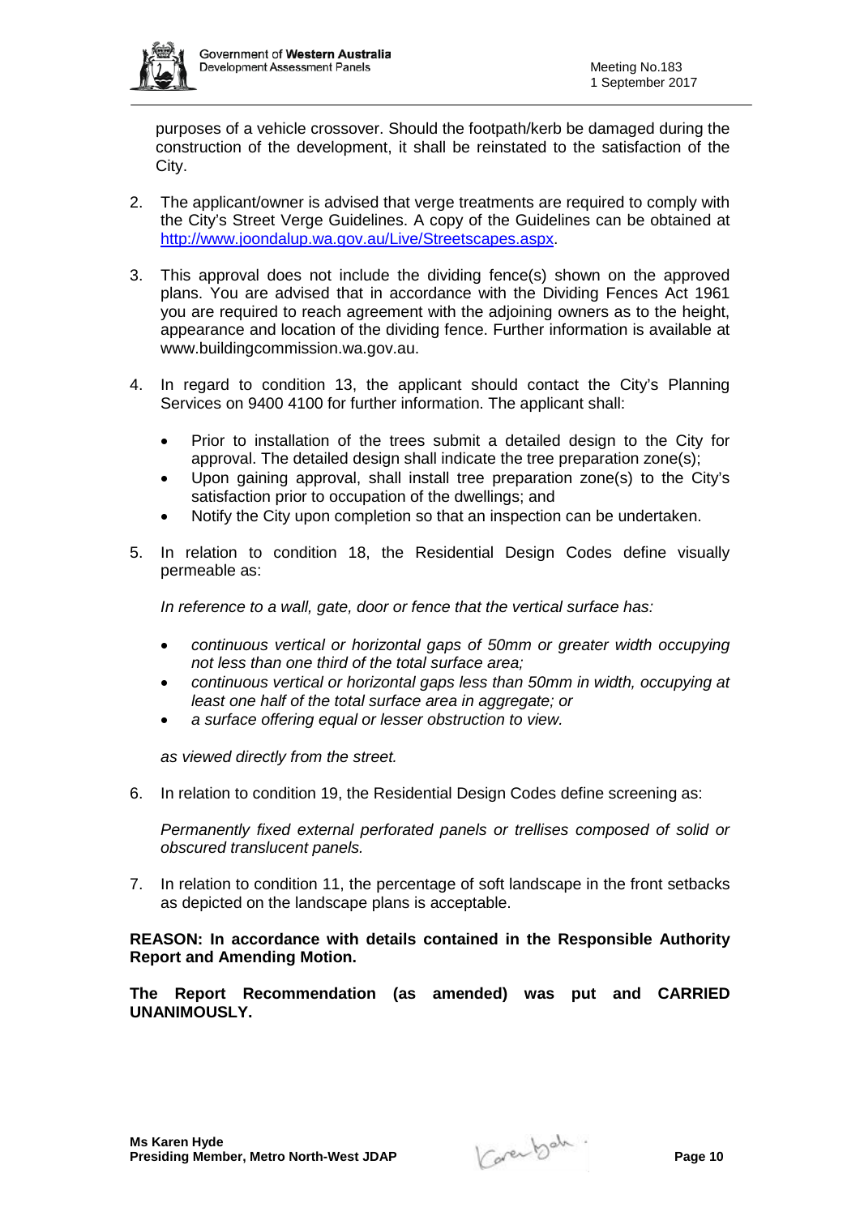purposes of a vehicle crossover. Should the footpath/kerb be damaged during the construction of the development, it shall be reinstated to the satisfaction of the City.

2. The applicant/owner is advised that verge treatments are required to comply with the City's Street Verge Guidelines. A copy of the Guidelines can be obtained at http://www.joondalup.wa.gov.au/Live/Streetscapes.aspx.

3. This approval does not include the dividing fence(s) shown on the approved plans. You are advised that in accordance with the Dividing Fences Act 1961 you are required to reach agreement with the adjoining owners as to the height, appearance and location of the dividing fence. Further information is available at www.buildingcommission.wa.gov.au.

4. In regard to condition 13, the applicant should contact the City's Planning Services on 9400 4100 for further information. The applicant shall:

   - Prior to installation of the trees submit a detailed design to the City for approval. The detailed design shall indicate the tree preparation zone(s);
   - Upon gaining approval, shall install tree preparation zone(s) to the City's satisfaction prior to occupation of the dwellings; and
   - Notify the City upon completion so that an inspection can be undertaken.

5. In relation to condition 18, the Residential Design Codes define visually permeable as:

   *In reference to a wall, gate, door or fence that the vertical surface has:*

   - *continuous vertical or horizontal gaps of 50mm or greater width occupying not less than one third of the total surface area;*
   - *continuous vertical or horizontal gaps less than 50mm in width, occupying at least one half of the total surface area in aggregate; or*
   - *a surface offering equal or lesser obstruction to view.*

   *as viewed directly from the street.*

6. In relation to condition 19, the Residential Design Codes define screening as:

   *Permanently fixed external perforated panels or trellises composed of solid or obscured translucent panels.*

7. In relation to condition 11, the percentage of soft landscape in the front setbacks as depicted on the landscape plans is acceptable.

**REASON: In accordance with details contained in the Responsible Authority Report and Amending Motion.**

**The Report Recommendation (as amended) was put and CARRIED UNANIMOUSLY.**

**Ms Karen Hyde**
**Presiding Member, Metro North-West JDAP**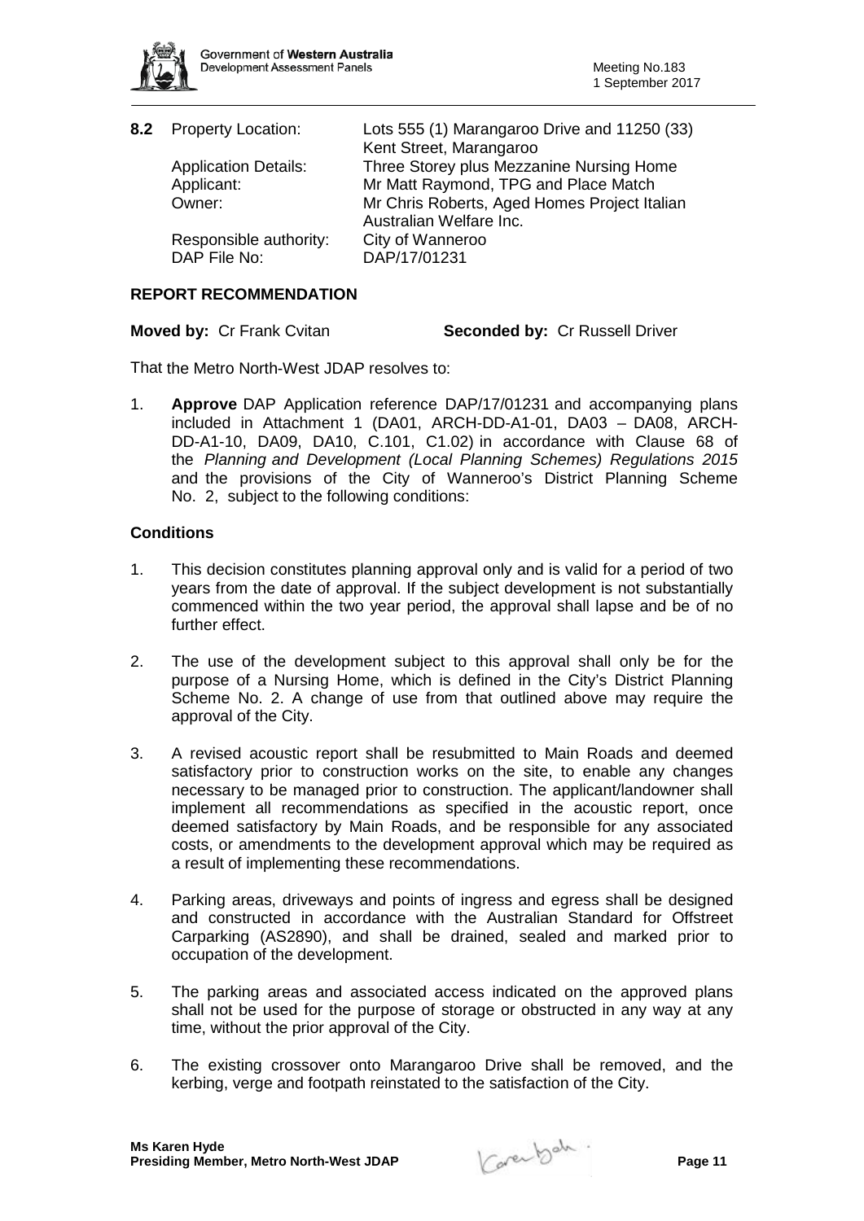**8.2** Property Location: Lots 555 (1) Marangaroo Drive and 11250 (33) Kent Street, Marangaroo
Application Details: Three Storey plus Mezzanine Nursing Home
Applicant: Mr Matt Raymond, TPG and Place Match
Owner: Mr Chris Roberts, Aged Homes Project Italian Australian Welfare Inc.
Responsible authority: City of Wanneroo
DAP File No: DAP/17/01231

**REPORT RECOMMENDATION**

**Moved by:** Cr Frank Cvitan **Seconded by:** Cr Russell Driver

That the Metro North-West JDAP resolves to:

1. **Approve** DAP Application reference DAP/17/01231 and accompanying plans included in Attachment 1 (DA01, ARCH-DD-A1-01, DA03 – DA08, ARCH-DD-A1-10, DA09, DA10, C.101, C1.02) in accordance with Clause 68 of the *Planning and Development (Local Planning Schemes) Regulations 2015* and the provisions of the City of Wanneroo's District Planning Scheme No. 2, subject to the following conditions:

**Conditions**

1. This decision constitutes planning approval only and is valid for a period of two years from the date of approval. If the subject development is not substantially commenced within the two year period, the approval shall lapse and be of no further effect.

2. The use of the development subject to this approval shall only be for the purpose of a Nursing Home, which is defined in the City's District Planning Scheme No. 2. A change of use from that outlined above may require the approval of the City.

3. A revised acoustic report shall be resubmitted to Main Roads and deemed satisfactory prior to construction works on the site, to enable any changes necessary to be managed prior to construction. The applicant/landowner shall implement all recommendations as specified in the acoustic report, once deemed satisfactory by Main Roads, and be responsible for any associated costs, or amendments to the development approval which may be required as a result of implementing these recommendations.

4. Parking areas, driveways and points of ingress and egress shall be designed and constructed in accordance with the Australian Standard for Offstreet Carparking (AS2890), and shall be drained, sealed and marked prior to occupation of the development.

5. The parking areas and associated access indicated on the approved plans shall not be used for the purpose of storage or obstructed in any way at any time, without the prior approval of the City.

6. The existing crossover onto Marangaroo Drive shall be removed, and the kerbing, verge and footpath reinstated to the satisfaction of the City.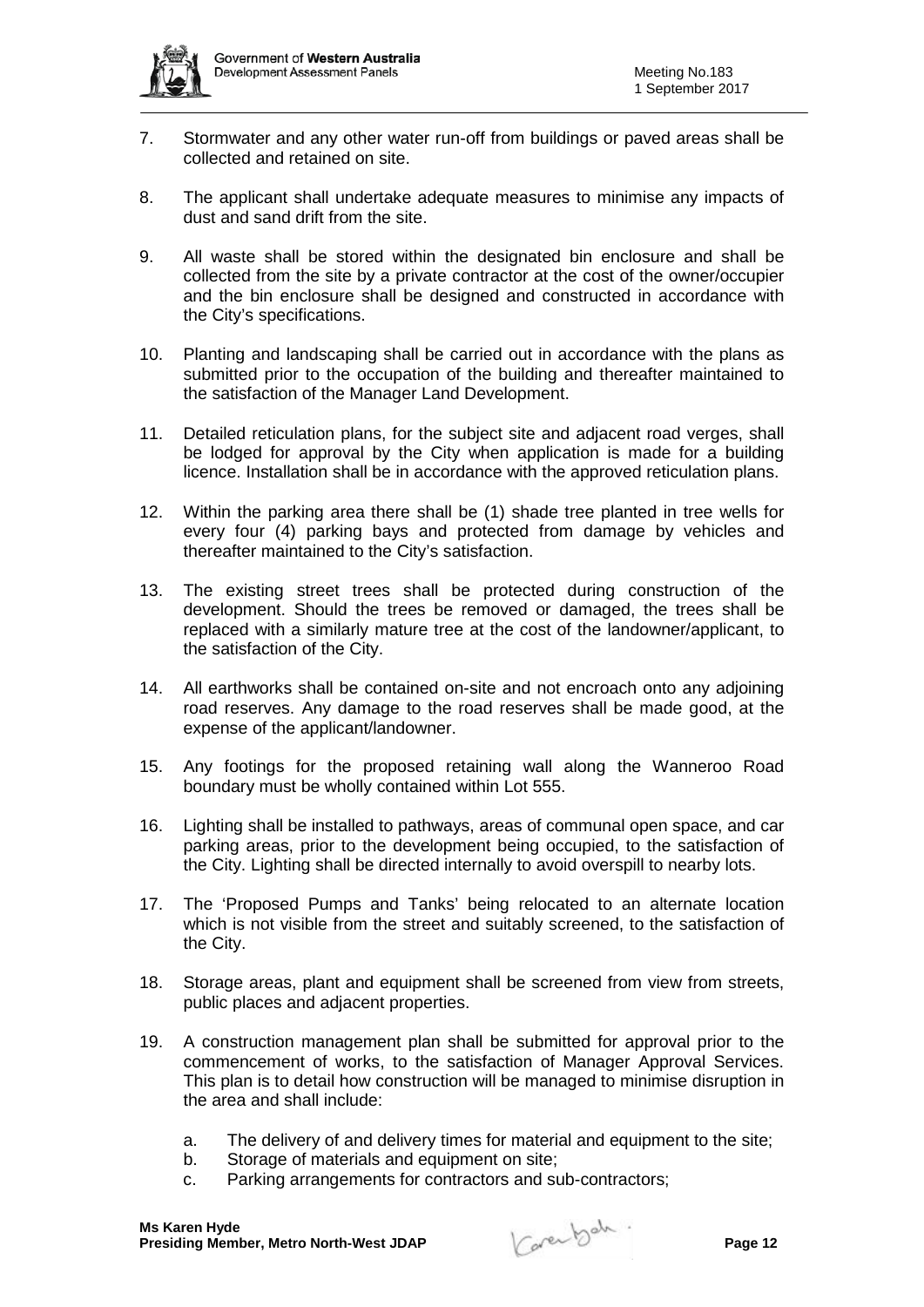7. Stormwater and any other water run-off from buildings or paved areas shall be collected and retained on site.

8. The applicant shall undertake adequate measures to minimise any impacts of dust and sand drift from the site.

9. All waste shall be stored within the designated bin enclosure and shall be collected from the site by a private contractor at the cost of the owner/occupier and the bin enclosure shall be designed and constructed in accordance with the City's specifications.

10. Planting and landscaping shall be carried out in accordance with the plans as submitted prior to the occupation of the building and thereafter maintained to the satisfaction of the Manager Land Development.

11. Detailed reticulation plans, for the subject site and adjacent road verges, shall be lodged for approval by the City when application is made for a building licence. Installation shall be in accordance with the approved reticulation plans.

12. Within the parking area there shall be (1) shade tree planted in tree wells for every four (4) parking bays and protected from damage by vehicles and thereafter maintained to the City's satisfaction.

13. The existing street trees shall be protected during construction of the development. Should the trees be removed or damaged, the trees shall be replaced with a similarly mature tree at the cost of the landowner/applicant, to the satisfaction of the City.

14. All earthworks shall be contained on-site and not encroach onto any adjoining road reserves. Any damage to the road reserves shall be made good, at the expense of the applicant/landowner.

15. Any footings for the proposed retaining wall along the Wanneroo Road boundary must be wholly contained within Lot 555.

16. Lighting shall be installed to pathways, areas of communal open space, and car parking areas, prior to the development being occupied, to the satisfaction of the City. Lighting shall be directed internally to avoid overspill to nearby lots.

17. The 'Proposed Pumps and Tanks' being relocated to an alternate location which is not visible from the street and suitably screened, to the satisfaction of the City.

18. Storage areas, plant and equipment shall be screened from view from streets, public places and adjacent properties.

19. A construction management plan shall be submitted for approval prior to the commencement of works, to the satisfaction of Manager Approval Services. This plan is to detail how construction will be managed to minimise disruption in the area and shall include:

    a. The delivery of and delivery times for material and equipment to the site;
    b. Storage of materials and equipment on site;
    c. Parking arrangements for contractors and sub-contractors;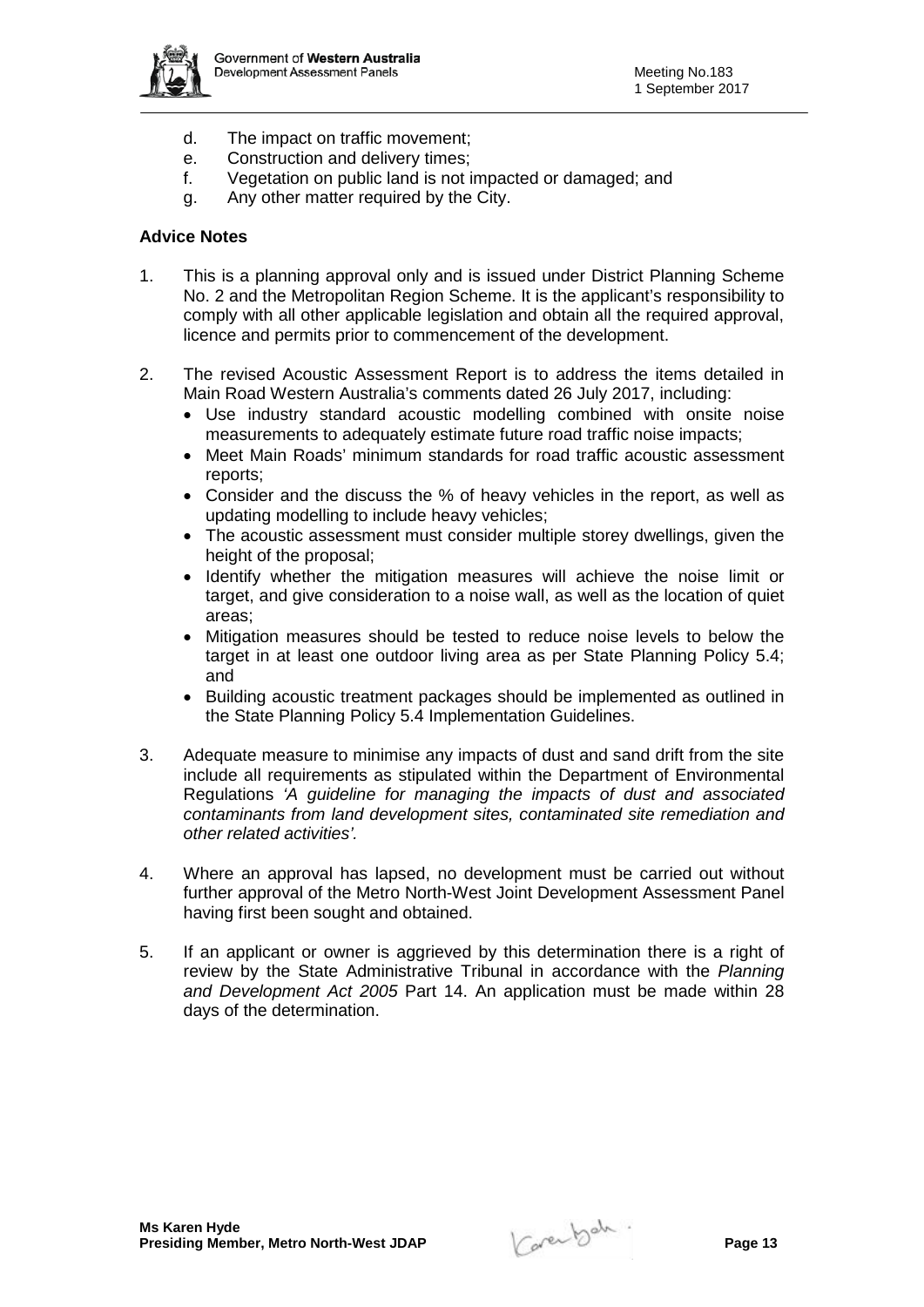d. The impact on traffic movement;
e. Construction and delivery times;
f. Vegetation on public land is not impacted or damaged; and
g. Any other matter required by the City.

**Advice Notes**

1. This is a planning approval only and is issued under District Planning Scheme No. 2 and the Metropolitan Region Scheme. It is the applicant's responsibility to comply with all other applicable legislation and obtain all the required approval, licence and permits prior to commencement of the development.

2. The revised Acoustic Assessment Report is to address the items detailed in Main Road Western Australia's comments dated 26 July 2017, including:
   - Use industry standard acoustic modelling combined with onsite noise measurements to adequately estimate future road traffic noise impacts;
   - Meet Main Roads' minimum standards for road traffic acoustic assessment reports;
   - Consider and the discuss the % of heavy vehicles in the report, as well as updating modelling to include heavy vehicles;
   - The acoustic assessment must consider multiple storey dwellings, given the height of the proposal;
   - Identify whether the mitigation measures will achieve the noise limit or target, and give consideration to a noise wall, as well as the location of quiet areas;
   - Mitigation measures should be tested to reduce noise levels to below the target in at least one outdoor living area as per State Planning Policy 5.4; and
   - Building acoustic treatment packages should be implemented as outlined in the State Planning Policy 5.4 Implementation Guidelines.

3. Adequate measure to minimise any impacts of dust and sand drift from the site include all requirements as stipulated within the Department of Environmental Regulations *'A guideline for managing the impacts of dust and associated contaminants from land development sites, contaminated site remediation and other related activities'.*

4. Where an approval has lapsed, no development must be carried out without further approval of the Metro North-West Joint Development Assessment Panel having first been sought and obtained.

5. If an applicant or owner is aggrieved by this determination there is a right of review by the State Administrative Tribunal in accordance with the *Planning and Development Act 2005* Part 14. An application must be made within 28 days of the determination.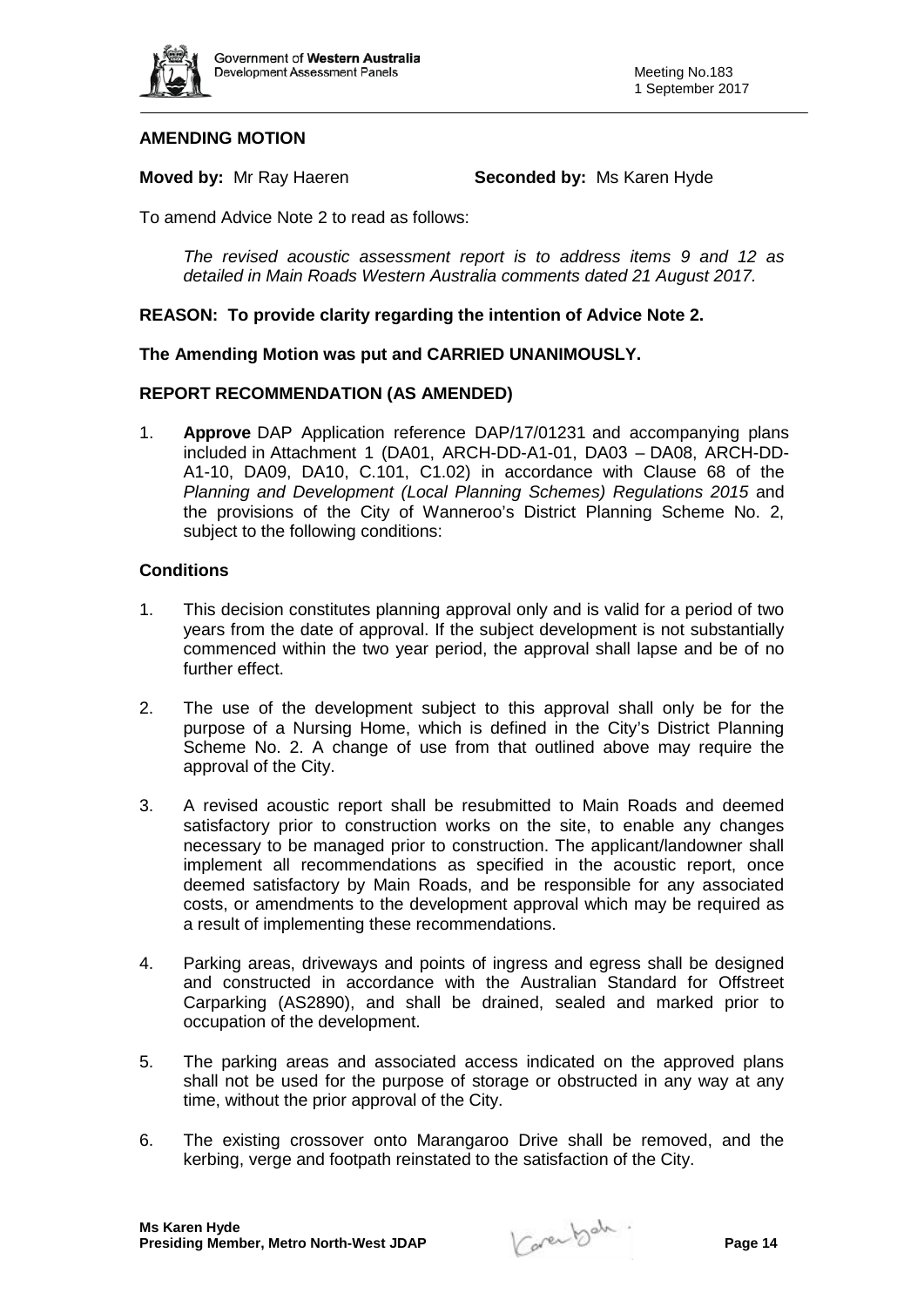**AMENDING MOTION**

**Moved by:** Mr Ray Haeren **Seconded by:** Ms Karen Hyde

To amend Advice Note 2 to read as follows:

> *The revised acoustic assessment report is to address items 9 and 12 as detailed in Main Roads Western Australia comments dated 21 August 2017.*

**REASON: To provide clarity regarding the intention of Advice Note 2.**

**The Amending Motion was put and CARRIED UNANIMOUSLY.**

**REPORT RECOMMENDATION (AS AMENDED)**

1. **Approve** DAP Application reference DAP/17/01231 and accompanying plans included in Attachment 1 (DA01, ARCH-DD-A1-01, DA03 – DA08, ARCH-DD-A1-10, DA09, DA10, C.101, C1.02) in accordance with Clause 68 of the *Planning and Development (Local Planning Schemes) Regulations 2015* and the provisions of the City of Wanneroo's District Planning Scheme No. 2, subject to the following conditions:

**Conditions**

1. This decision constitutes planning approval only and is valid for a period of two years from the date of approval. If the subject development is not substantially commenced within the two year period, the approval shall lapse and be of no further effect.
2. The use of the development subject to this approval shall only be for the purpose of a Nursing Home, which is defined in the City's District Planning Scheme No. 2. A change of use from that outlined above may require the approval of the City.
3. A revised acoustic report shall be resubmitted to Main Roads and deemed satisfactory prior to construction works on the site, to enable any changes necessary to be managed prior to construction. The applicant/landowner shall implement all recommendations as specified in the acoustic report, once deemed satisfactory by Main Roads, and be responsible for any associated costs, or amendments to the development approval which may be required as a result of implementing these recommendations.
4. Parking areas, driveways and points of ingress and egress shall be designed and constructed in accordance with the Australian Standard for Offstreet Carparking (AS2890), and shall be drained, sealed and marked prior to occupation of the development.
5. The parking areas and associated access indicated on the approved plans shall not be used for the purpose of storage or obstructed in any way at any time, without the prior approval of the City.
6. The existing crossover onto Marangaroo Drive shall be removed, and the kerbing, verge and footpath reinstated to the satisfaction of the City.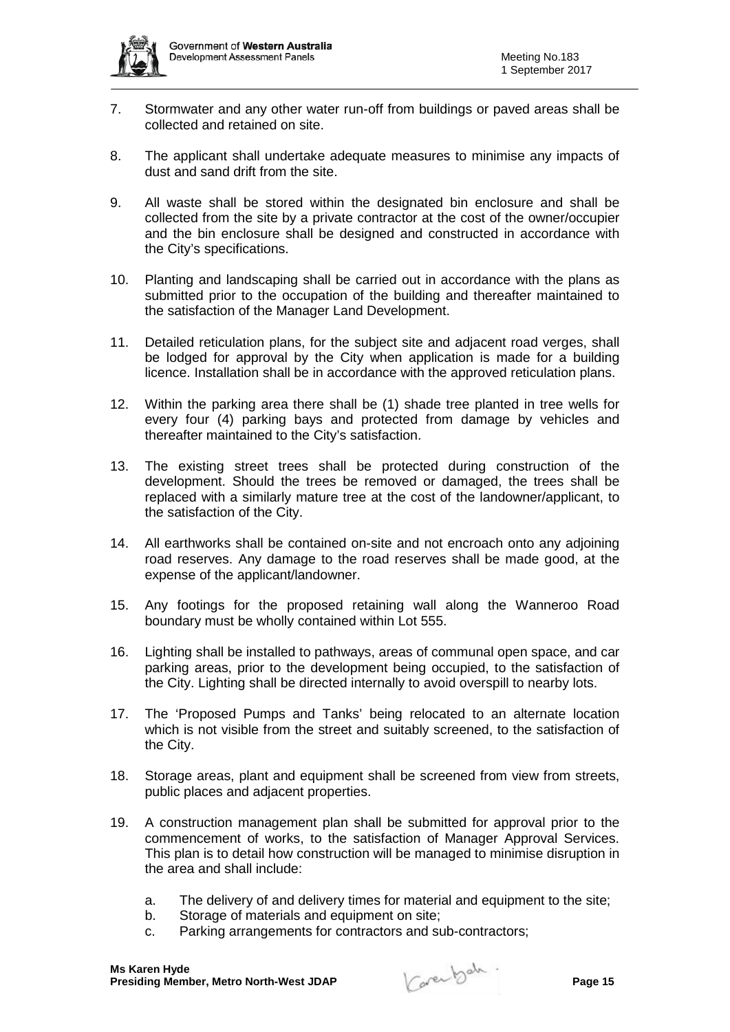7. Stormwater and any other water run-off from buildings or paved areas shall be collected and retained on site.

8. The applicant shall undertake adequate measures to minimise any impacts of dust and sand drift from the site.

9. All waste shall be stored within the designated bin enclosure and shall be collected from the site by a private contractor at the cost of the owner/occupier and the bin enclosure shall be designed and constructed in accordance with the City's specifications.

10. Planting and landscaping shall be carried out in accordance with the plans as submitted prior to the occupation of the building and thereafter maintained to the satisfaction of the Manager Land Development.

11. Detailed reticulation plans, for the subject site and adjacent road verges, shall be lodged for approval by the City when application is made for a building licence. Installation shall be in accordance with the approved reticulation plans.

12. Within the parking area there shall be (1) shade tree planted in tree wells for every four (4) parking bays and protected from damage by vehicles and thereafter maintained to the City's satisfaction.

13. The existing street trees shall be protected during construction of the development. Should the trees be removed or damaged, the trees shall be replaced with a similarly mature tree at the cost of the landowner/applicant, to the satisfaction of the City.

14. All earthworks shall be contained on-site and not encroach onto any adjoining road reserves. Any damage to the road reserves shall be made good, at the expense of the applicant/landowner.

15. Any footings for the proposed retaining wall along the Wanneroo Road boundary must be wholly contained within Lot 555.

16. Lighting shall be installed to pathways, areas of communal open space, and car parking areas, prior to the development being occupied, to the satisfaction of the City. Lighting shall be directed internally to avoid overspill to nearby lots.

17. The 'Proposed Pumps and Tanks' being relocated to an alternate location which is not visible from the street and suitably screened, to the satisfaction of the City.

18. Storage areas, plant and equipment shall be screened from view from streets, public places and adjacent properties.

19. A construction management plan shall be submitted for approval prior to the commencement of works, to the satisfaction of Manager Approval Services. This plan is to detail how construction will be managed to minimise disruption in the area and shall include:

    a. The delivery of and delivery times for material and equipment to the site;
    b. Storage of materials and equipment on site;
    c. Parking arrangements for contractors and sub-contractors;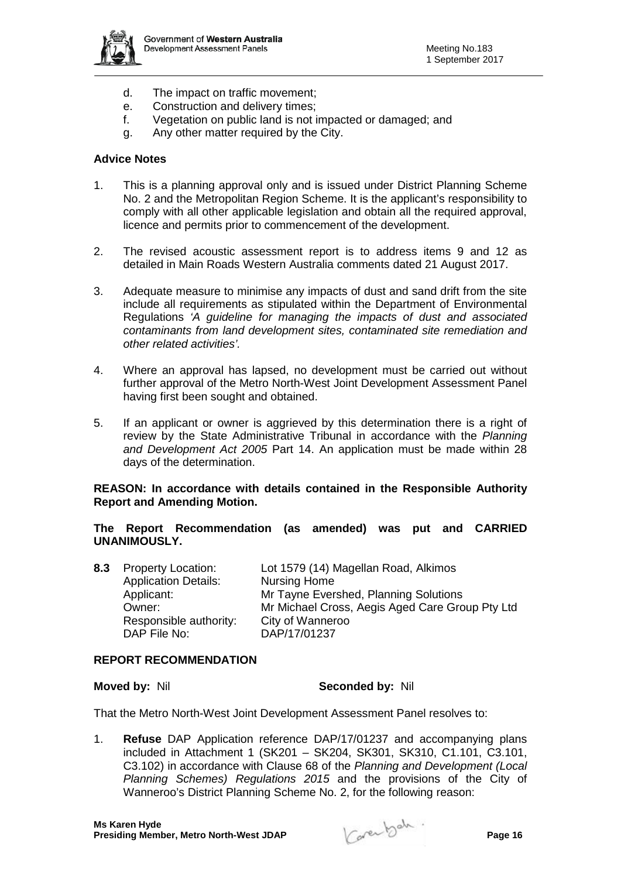d. The impact on traffic movement;
e. Construction and delivery times;
f. Vegetation on public land is not impacted or damaged; and
g. Any other matter required by the City.

**Advice Notes**

1. This is a planning approval only and is issued under District Planning Scheme No. 2 and the Metropolitan Region Scheme. It is the applicant's responsibility to comply with all other applicable legislation and obtain all the required approval, licence and permits prior to commencement of the development.

2. The revised acoustic assessment report is to address items 9 and 12 as detailed in Main Roads Western Australia comments dated 21 August 2017.

3. Adequate measure to minimise any impacts of dust and sand drift from the site include all requirements as stipulated within the Department of Environmental Regulations *'A guideline for managing the impacts of dust and associated contaminants from land development sites, contaminated site remediation and other related activities'.*

4. Where an approval has lapsed, no development must be carried out without further approval of the Metro North-West Joint Development Assessment Panel having first been sought and obtained.

5. If an applicant or owner is aggrieved by this determination there is a right of review by the State Administrative Tribunal in accordance with the *Planning and Development Act 2005* Part 14. An application must be made within 28 days of the determination.

**REASON: In accordance with details contained in the Responsible Authority Report and Amending Motion.**

**The Report Recommendation (as amended) was put and CARRIED UNANIMOUSLY.**

**8.3** Property Location: Lot 1579 (14) Magellan Road, Alkimos
Application Details: Nursing Home
Applicant: Mr Tayne Evershed, Planning Solutions
Owner: Mr Michael Cross, Aegis Aged Care Group Pty Ltd
Responsible authority: City of Wanneroo
DAP File No: DAP/17/01237

**REPORT RECOMMENDATION**

**Moved by:** Nil **Seconded by:** Nil

That the Metro North-West Joint Development Assessment Panel resolves to:

1. **Refuse** DAP Application reference DAP/17/01237 and accompanying plans included in Attachment 1 (SK201 – SK204, SK301, SK310, C1.101, C3.101, C3.102) in accordance with Clause 68 of the *Planning and Development (Local Planning Schemes) Regulations 2015* and the provisions of the City of Wanneroo's District Planning Scheme No. 2, for the following reason:

**Ms Karen Hyde**
**Presiding Member, Metro North-West JDAP**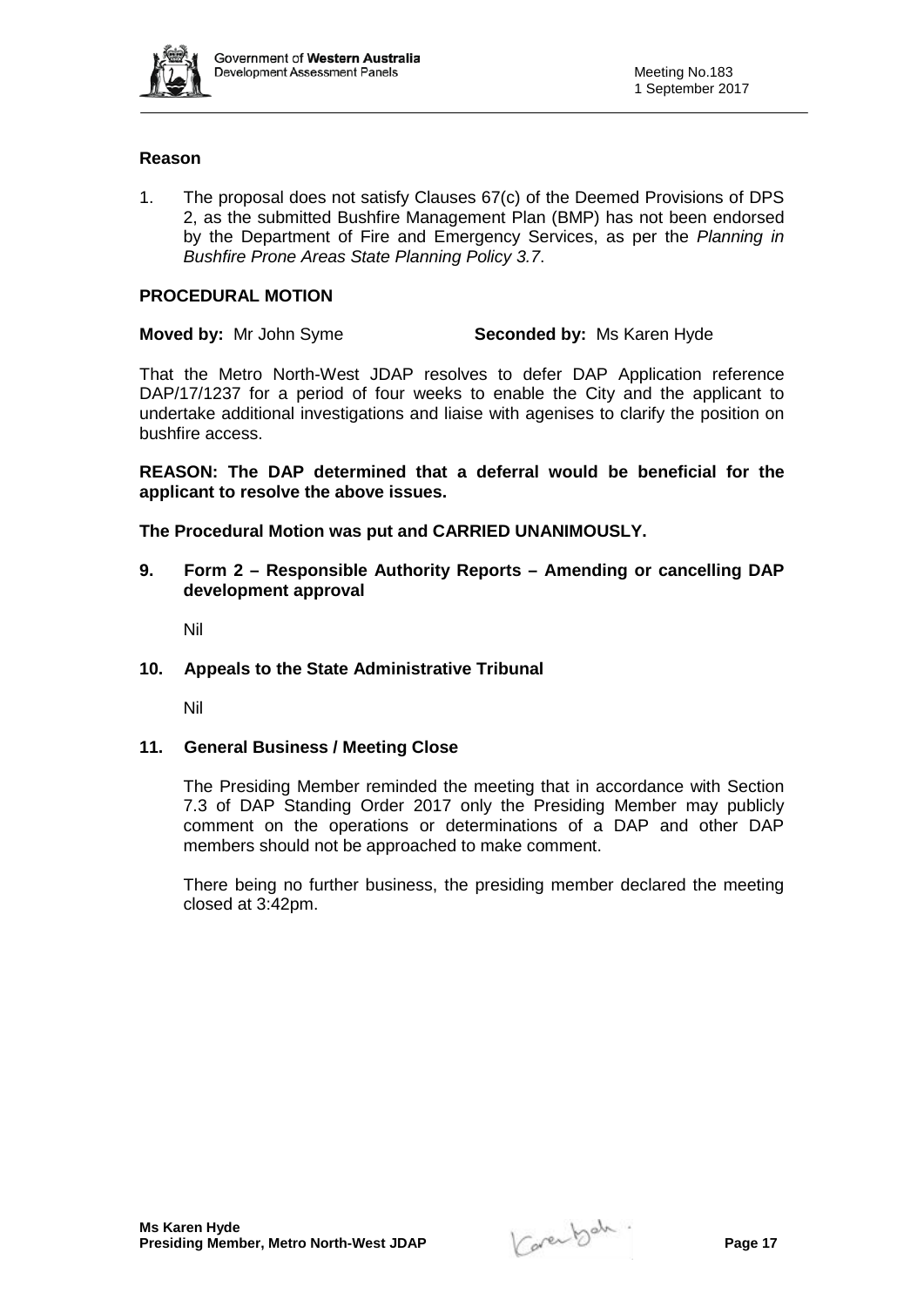### Reason

1. The proposal does not satisfy Clauses 67(c) of the Deemed Provisions of DPS 2, as the submitted Bushfire Management Plan (BMP) has not been endorsed by the Department of Fire and Emergency Services, as per the *Planning in Bushfire Prone Areas State Planning Policy 3.7*.

### PROCEDURAL MOTION

**Moved by:** Mr John Syme **Seconded by:** Ms Karen Hyde

That the Metro North-West JDAP resolves to defer DAP Application reference DAP/17/1237 for a period of four weeks to enable the City and the applicant to undertake additional investigations and liaise with agenises to clarify the position on bushfire access.

**REASON: The DAP determined that a deferral would be beneficial for the applicant to resolve the above issues.**

**The Procedural Motion was put and CARRIED UNANIMOUSLY.**

## 9. Form 2 – Responsible Authority Reports – Amending or cancelling DAP development approval

Nil

## 10. Appeals to the State Administrative Tribunal

Nil

## 11. General Business / Meeting Close

The Presiding Member reminded the meeting that in accordance with Section 7.3 of DAP Standing Order 2017 only the Presiding Member may publicly comment on the operations or determinations of a DAP and other DAP members should not be approached to make comment.

There being no further business, the presiding member declared the meeting closed at 3:42pm.